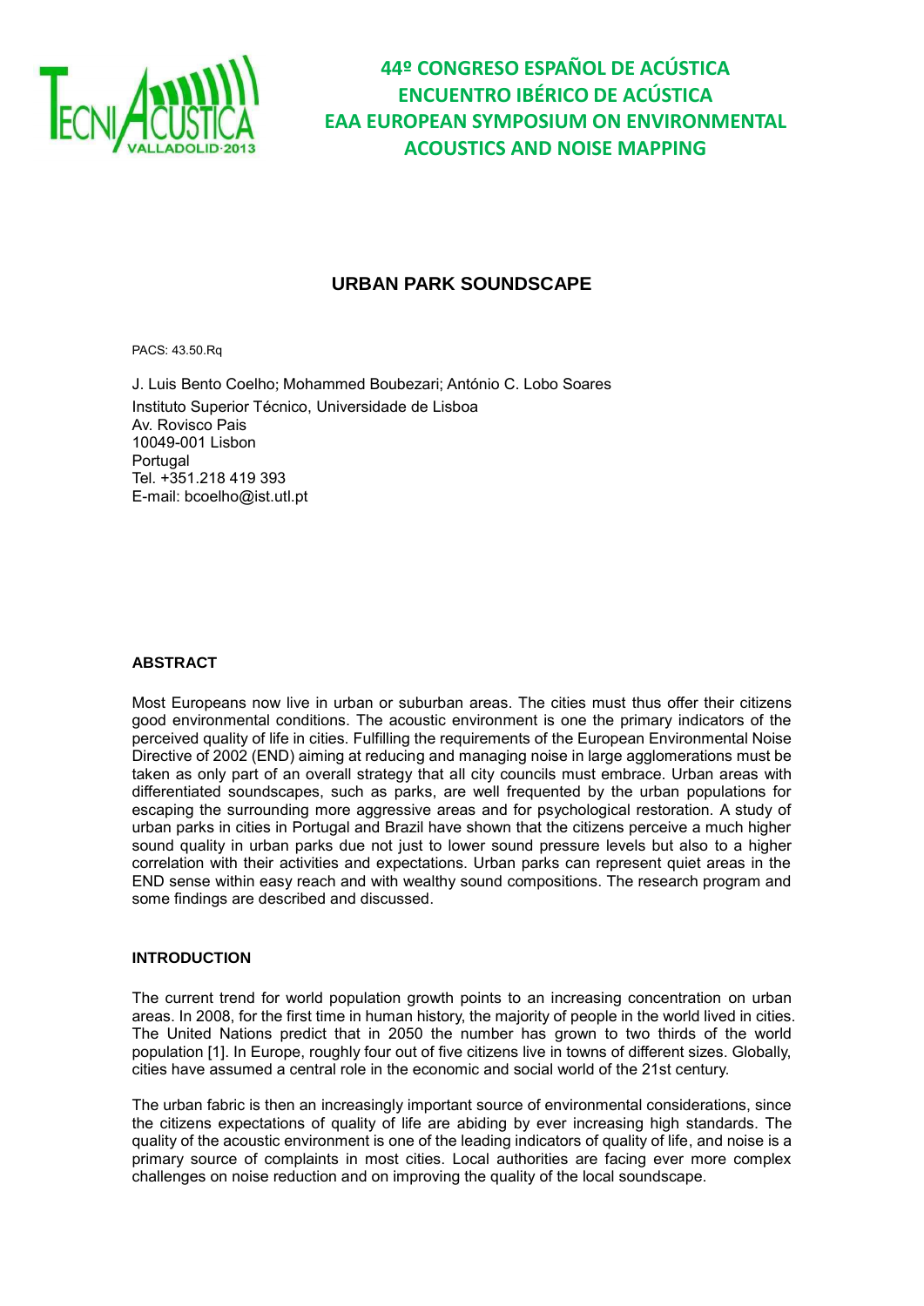44º CONGRESO ESPAÑOL DE ACÚSTICA
ENCUENTRO IBÉRICO DE ACÚSTICA
EAA EUROPEAN SYMPOSIUM ON ENVIRONMENTAL ACOUSTICS AND NOISE MAPPING

# URBAN PARK SOUNDSCAPE

PACS: 43.50.Rq

J. Luis Bento Coelho; Mohammed Boubezari; António C. Lobo Soares
Instituto Superior Técnico, Universidade de Lisboa
Av. Rovisco Pais
10049-001 Lisbon
Portugal
Tel. +351.218 419 393
E-mail: bcoelho@ist.utl.pt

## ABSTRACT

Most Europeans now live in urban or suburban areas. The cities must thus offer their citizens good environmental conditions. The acoustic environment is one the primary indicators of the perceived quality of life in cities. Fulfilling the requirements of the European Environmental Noise Directive of 2002 (END) aiming at reducing and managing noise in large agglomerations must be taken as only part of an overall strategy that all city councils must embrace. Urban areas with differentiated soundscapes, such as parks, are well frequented by the urban populations for escaping the surrounding more aggressive areas and for psychological restoration. A study of urban parks in cities in Portugal and Brazil have shown that the citizens perceive a much higher sound quality in urban parks due not just to lower sound pressure levels but also to a higher correlation with their activities and expectations. Urban parks can represent quiet areas in the END sense within easy reach and with wealthy sound compositions. The research program and some findings are described and discussed.

## INTRODUCTION

The current trend for world population growth points to an increasing concentration on urban areas. In 2008, for the first time in human history, the majority of people in the world lived in cities. The United Nations predict that in 2050 the number has grown to two thirds of the world population [1]. In Europe, roughly four out of five citizens live in towns of different sizes. Globally, cities have assumed a central role in the economic and social world of the 21st century.

The urban fabric is then an increasingly important source of environmental considerations, since the citizens expectations of quality of life are abiding by ever increasing high standards. The quality of the acoustic environment is one of the leading indicators of quality of life, and noise is a primary source of complaints in most cities. Local authorities are facing ever more complex challenges on noise reduction and on improving the quality of the local soundscape.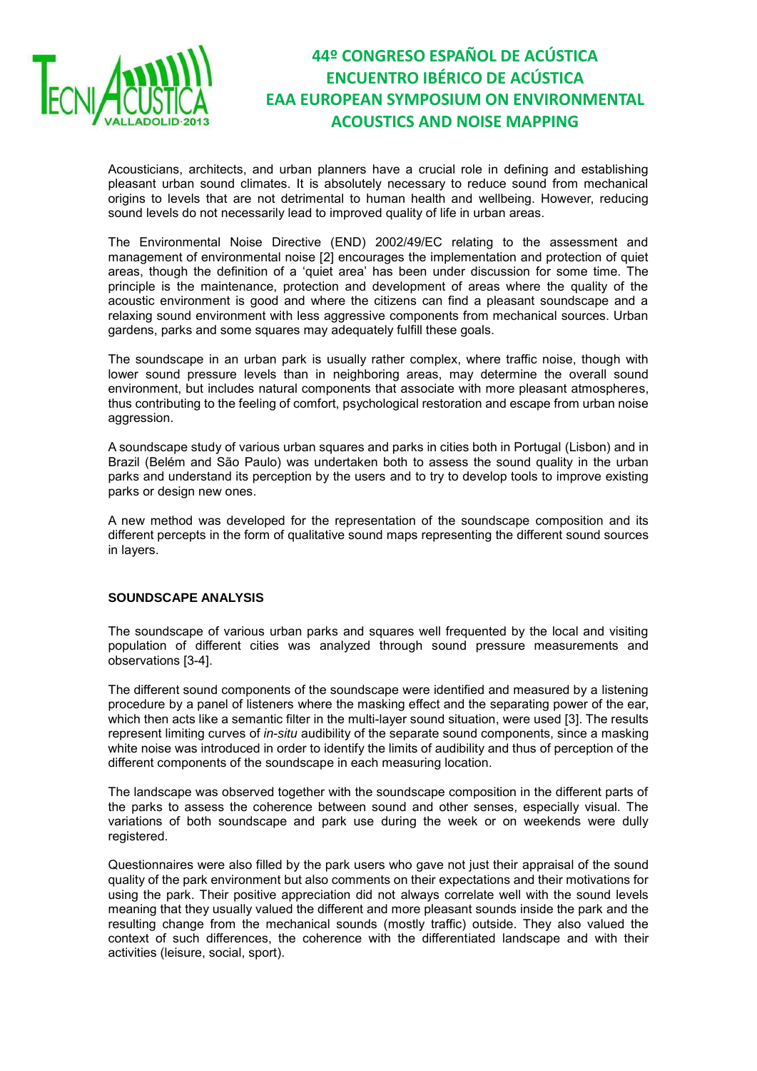Acousticians, architects, and urban planners have a crucial role in defining and establishing pleasant urban sound climates. It is absolutely necessary to reduce sound from mechanical origins to levels that are not detrimental to human health and wellbeing. However, reducing sound levels do not necessarily lead to improved quality of life in urban areas.

The Environmental Noise Directive (END) 2002/49/EC relating to the assessment and management of environmental noise [2] encourages the implementation and protection of quiet areas, though the definition of a 'quiet area' has been under discussion for some time. The principle is the maintenance, protection and development of areas where the quality of the acoustic environment is good and where the citizens can find a pleasant soundscape and a relaxing sound environment with less aggressive components from mechanical sources. Urban gardens, parks and some squares may adequately fulfill these goals.

The soundscape in an urban park is usually rather complex, where traffic noise, though with lower sound pressure levels than in neighboring areas, may determine the overall sound environment, but includes natural components that associate with more pleasant atmospheres, thus contributing to the feeling of comfort, psychological restoration and escape from urban noise aggression.

A soundscape study of various urban squares and parks in cities both in Portugal (Lisbon) and in Brazil (Belém and São Paulo) was undertaken both to assess the sound quality in the urban parks and understand its perception by the users and to try to develop tools to improve existing parks or design new ones.

A new method was developed for the representation of the soundscape composition and its different percepts in the form of qualitative sound maps representing the different sound sources in layers.

## SOUNDSCAPE ANALYSIS

The soundscape of various urban parks and squares well frequented by the local and visiting population of different cities was analyzed through sound pressure measurements and observations [3-4].

The different sound components of the soundscape were identified and measured by a listening procedure by a panel of listeners where the masking effect and the separating power of the ear, which then acts like a semantic filter in the multi-layer sound situation, were used [3]. The results represent limiting curves of *in-situ* audibility of the separate sound components, since a masking white noise was introduced in order to identify the limits of audibility and thus of perception of the different components of the soundscape in each measuring location.

The landscape was observed together with the soundscape composition in the different parts of the parks to assess the coherence between sound and other senses, especially visual. The variations of both soundscape and park use during the week or on weekends were dully registered.

Questionnaires were also filled by the park users who gave not just their appraisal of the sound quality of the park environment but also comments on their expectations and their motivations for using the park. Their positive appreciation did not always correlate well with the sound levels meaning that they usually valued the different and more pleasant sounds inside the park and the resulting change from the mechanical sounds (mostly traffic) outside. They also valued the context of such differences, the coherence with the differentiated landscape and with their activities (leisure, social, sport).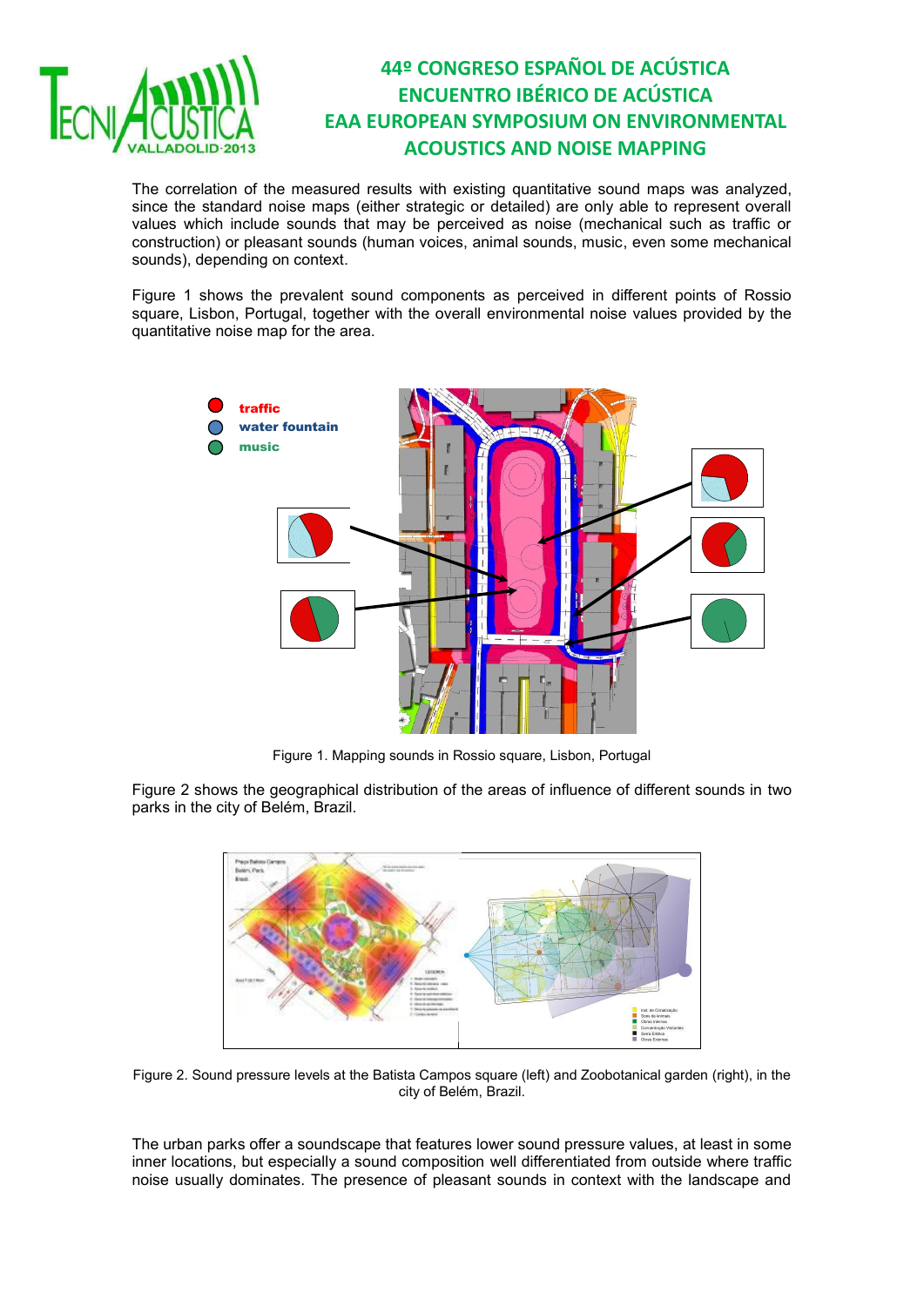The correlation of the measured results with existing quantitative sound maps was analyzed, since the standard noise maps (either strategic or detailed) are only able to represent overall values which include sounds that may be perceived as noise (mechanical such as traffic or construction) or pleasant sounds (human voices, animal sounds, music, even some mechanical sounds), depending on context.

Figure 1 shows the prevalent sound components as perceived in different points of Rossio square, Lisbon, Portugal, together with the overall environmental noise values provided by the quantitative noise map for the area.

Figure 1. Mapping sounds in Rossio square, Lisbon, Portugal

Figure 2 shows the geographical distribution of the areas of influence of different sounds in two parks in the city of Belém, Brazil.

Figure 2. Sound pressure levels at the Batista Campos square (left) and Zoobotanical garden (right), in the city of Belém, Brazil.

The urban parks offer a soundscape that features lower sound pressure values, at least in some inner locations, but especially a sound composition well differentiated from outside where traffic noise usually dominates. The presence of pleasant sounds in context with the landscape and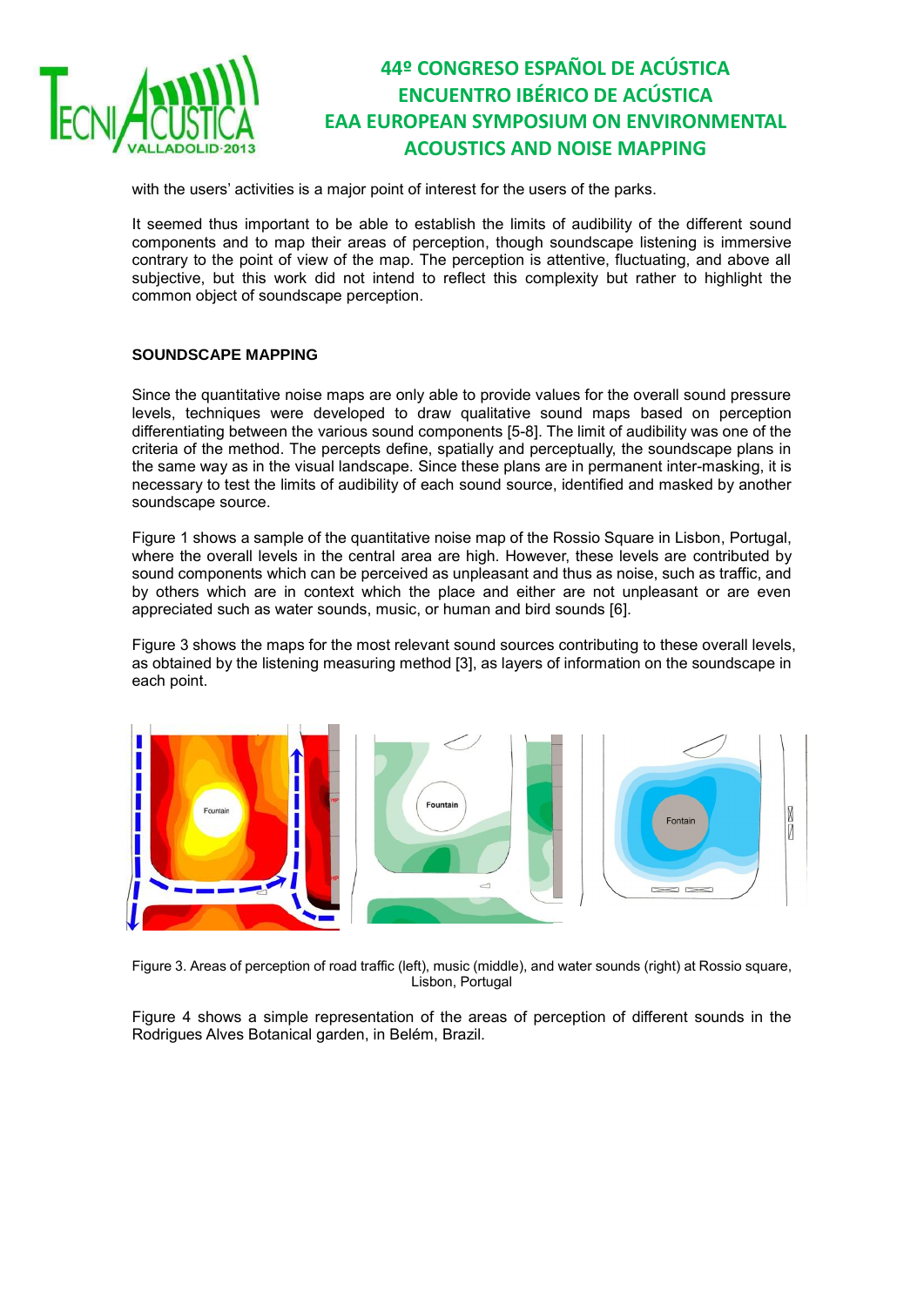with the users' activities is a major point of interest for the users of the parks.

It seemed thus important to be able to establish the limits of audibility of the different sound components and to map their areas of perception, though soundscape listening is immersive contrary to the point of view of the map. The perception is attentive, fluctuating, and above all subjective, but this work did not intend to reflect this complexity but rather to highlight the common object of soundscape perception.

## SOUNDSCAPE MAPPING

Since the quantitative noise maps are only able to provide values for the overall sound pressure levels, techniques were developed to draw qualitative sound maps based on perception differentiating between the various sound components [5-8]. The limit of audibility was one of the criteria of the method. The percepts define, spatially and perceptually, the soundscape plans in the same way as in the visual landscape. Since these plans are in permanent inter-masking, it is necessary to test the limits of audibility of each sound source, identified and masked by another soundscape source.

Figure 1 shows a sample of the quantitative noise map of the Rossio Square in Lisbon, Portugal, where the overall levels in the central area are high. However, these levels are contributed by sound components which can be perceived as unpleasant and thus as noise, such as traffic, and by others which are in context which the place and either are not unpleasant or are even appreciated such as water sounds, music, or human and bird sounds [6].

Figure 3 shows the maps for the most relevant sound sources contributing to these overall levels, as obtained by the listening measuring method [3], as layers of information on the soundscape in each point.

Figure 3. Areas of perception of road traffic (left), music (middle), and water sounds (right) at Rossio square, Lisbon, Portugal

Figure 4 shows a simple representation of the areas of perception of different sounds in the Rodrigues Alves Botanical garden, in Belém, Brazil.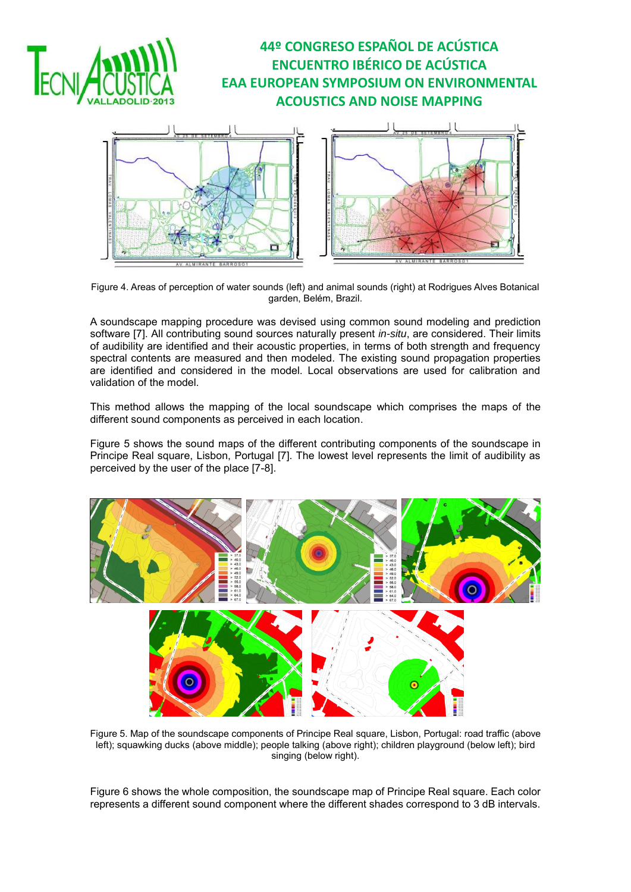Figure 4. Areas of perception of water sounds (left) and animal sounds (right) at Rodrigues Alves Botanical garden, Belém, Brazil.

A soundscape mapping procedure was devised using common sound modeling and prediction software [7]. All contributing sound sources naturally present *in-situ*, are considered. Their limits of audibility are identified and their acoustic properties, in terms of both strength and frequency spectral contents are measured and then modeled. The existing sound propagation properties are identified and considered in the model. Local observations are used for calibration and validation of the model.

This method allows the mapping of the local soundscape which comprises the maps of the different sound components as perceived in each location.

Figure 5 shows the sound maps of the different contributing components of the soundscape in Principe Real square, Lisbon, Portugal [7]. The lowest level represents the limit of audibility as perceived by the user of the place [7-8].

Figure 5. Map of the soundscape components of Principe Real square, Lisbon, Portugal: road traffic (above left); squawking ducks (above middle); people talking (above right); children playground (below left); bird singing (below right).

Figure 6 shows the whole composition, the soundscape map of Principe Real square. Each color represents a different sound component where the different shades correspond to 3 dB intervals.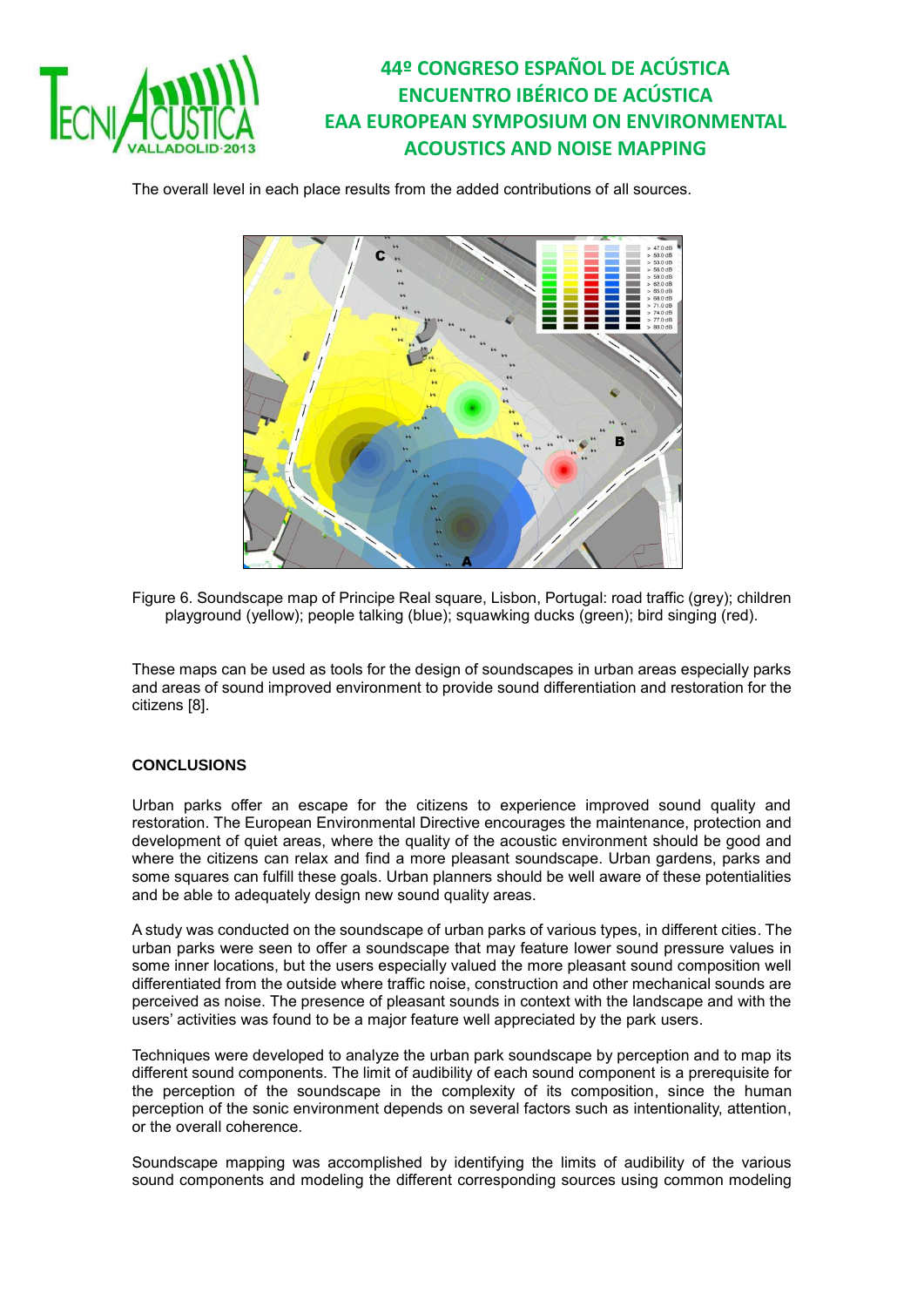The overall level in each place results from the added contributions of all sources.

Figure 6. Soundscape map of Principe Real square, Lisbon, Portugal: road traffic (grey); children playground (yellow); people talking (blue); squawking ducks (green); bird singing (red).

These maps can be used as tools for the design of soundscapes in urban areas especially parks and areas of sound improved environment to provide sound differentiation and restoration for the citizens [8].

## CONCLUSIONS

Urban parks offer an escape for the citizens to experience improved sound quality and restoration. The European Environmental Directive encourages the maintenance, protection and development of quiet areas, where the quality of the acoustic environment should be good and where the citizens can relax and find a more pleasant soundscape. Urban gardens, parks and some squares can fulfill these goals. Urban planners should be well aware of these potentialities and be able to adequately design new sound quality areas.

A study was conducted on the soundscape of urban parks of various types, in different cities. The urban parks were seen to offer a soundscape that may feature lower sound pressure values in some inner locations, but the users especially valued the more pleasant sound composition well differentiated from the outside where traffic noise, construction and other mechanical sounds are perceived as noise. The presence of pleasant sounds in context with the landscape and with the users' activities was found to be a major feature well appreciated by the park users.

Techniques were developed to analyze the urban park soundscape by perception and to map its different sound components. The limit of audibility of each sound component is a prerequisite for the perception of the soundscape in the complexity of its composition, since the human perception of the sonic environment depends on several factors such as intentionality, attention, or the overall coherence.

Soundscape mapping was accomplished by identifying the limits of audibility of the various sound components and modeling the different corresponding sources using common modeling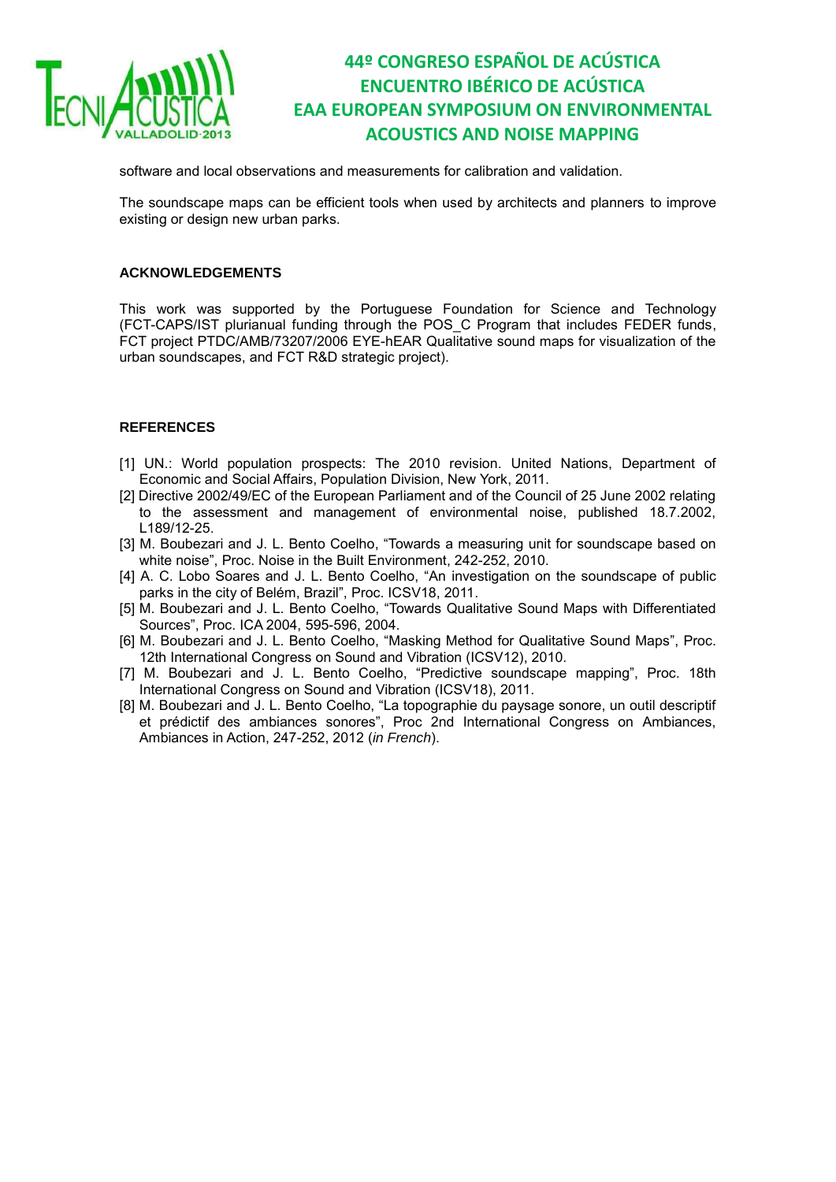software and local observations and measurements for calibration and validation.

The soundscape maps can be efficient tools when used by architects and planners to improve existing or design new urban parks.

## ACKNOWLEDGEMENTS

This work was supported by the Portuguese Foundation for Science and Technology (FCT-CAPS/IST plurianual funding through the POS_C Program that includes FEDER funds, FCT project PTDC/AMB/73207/2006 EYE-hEAR Qualitative sound maps for visualization of the urban soundscapes, and FCT R&D strategic project).

## REFERENCES

[1] UN.: World population prospects: The 2010 revision. United Nations, Department of Economic and Social Affairs, Population Division, New York, 2011.

[2] Directive 2002/49/EC of the European Parliament and of the Council of 25 June 2002 relating to the assessment and management of environmental noise, published 18.7.2002, L189/12-25.

[3] M. Boubezari and J. L. Bento Coelho, "Towards a measuring unit for soundscape based on white noise", Proc. Noise in the Built Environment, 242-252, 2010.

[4] A. C. Lobo Soares and J. L. Bento Coelho, "An investigation on the soundscape of public parks in the city of Belém, Brazil", Proc. ICSV18, 2011.

[5] M. Boubezari and J. L. Bento Coelho, "Towards Qualitative Sound Maps with Differentiated Sources", Proc. ICA 2004, 595-596, 2004.

[6] M. Boubezari and J. L. Bento Coelho, "Masking Method for Qualitative Sound Maps", Proc. 12th International Congress on Sound and Vibration (ICSV12), 2010.

[7] M. Boubezari and J. L. Bento Coelho, "Predictive soundscape mapping", Proc. 18th International Congress on Sound and Vibration (ICSV18), 2011.

[8] M. Boubezari and J. L. Bento Coelho, "La topographie du paysage sonore, un outil descriptif et prédictif des ambiances sonores", Proc 2nd International Congress on Ambiances, Ambiances in Action, 247-252, 2012 (*in French*).